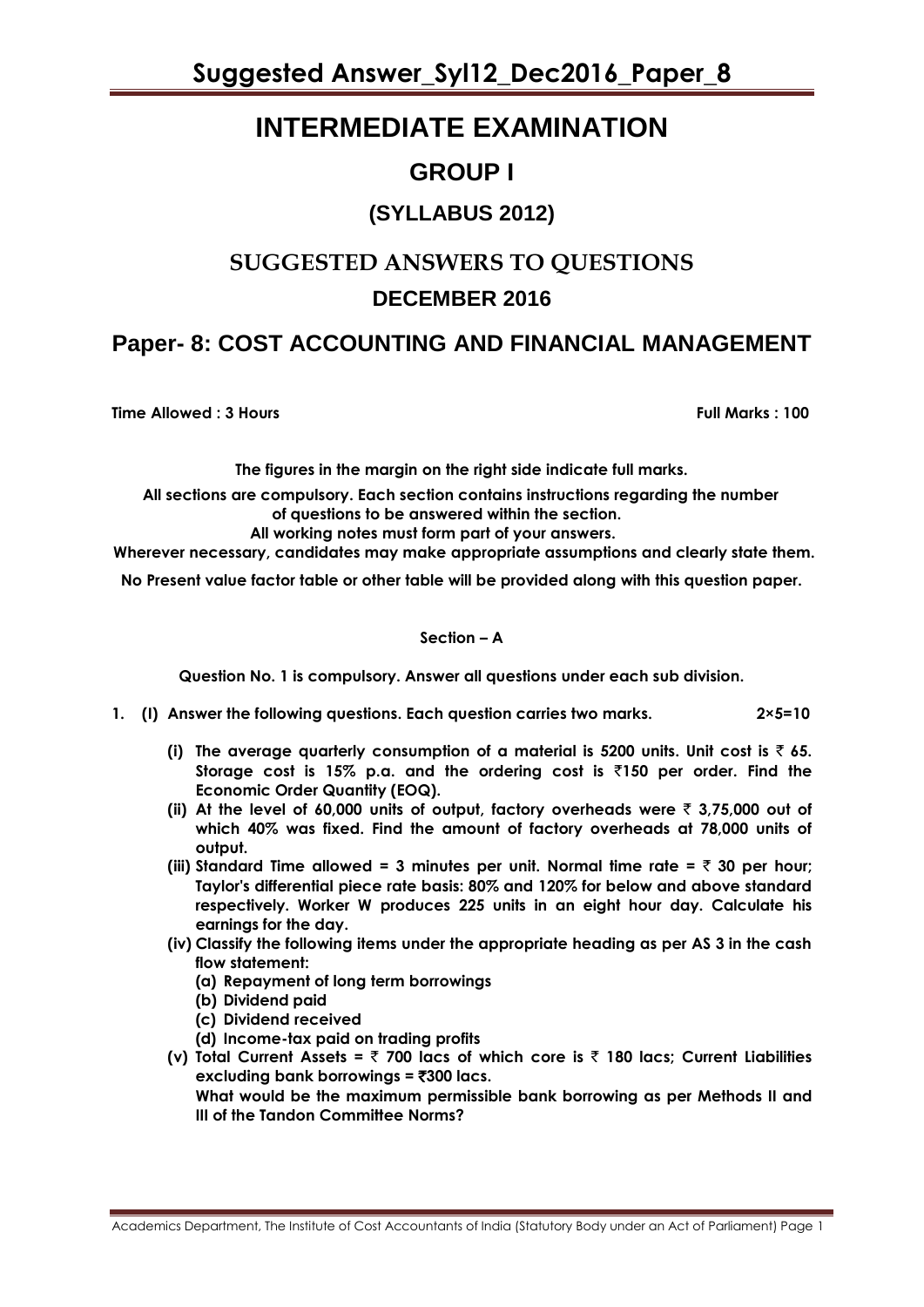# INTERMEDIATE EXAMINATION

## GROUP I

### (SYLLABUS 2012)

## SUGGESTED ANSWERS TO QUESTIONS

### DECEMBER 2016

## Paper- 8: COST ACCOUNTING AND FINANCIAL MANAGEMENT

**Time Allowed : 3 Hours** **Full Marks : 100**

**The figures in the margin on the right side indicate full marks.**

**All sections are compulsory. Each section contains instructions regarding the number of questions to be answered within the section.**

**All working notes must form part of your answers.**

**Wherever necessary, candidates may make appropriate assumptions and clearly state them.**

**No Present value factor table or other table will be provided along with this question paper.**

**Section – A**

**Question No. 1 is compulsory. Answer all questions under each sub division.**

**1. (I) Answer the following questions. Each question carries two marks. 2×5=10**

**(i) The average quarterly consumption of a material is 5200 units. Unit cost is ₹ 65. Storage cost is 15% p.a. and the ordering cost is ₹150 per order. Find the Economic Order Quantity (EOQ).**

**(ii) At the level of 60,000 units of output, factory overheads were ₹ 3,75,000 out of which 40% was fixed. Find the amount of factory overheads at 78,000 units of output.**

**(iii) Standard Time allowed = 3 minutes per unit. Normal time rate = ₹ 30 per hour; Taylor's differential piece rate basis: 80% and 120% for below and above standard respectively. Worker W produces 225 units in an eight hour day. Calculate his earnings for the day.**

**(iv) Classify the following items under the appropriate heading as per AS 3 in the cash flow statement:**

**(a) Repayment of long term borrowings**

**(b) Dividend paid**

**(c) Dividend received**

**(d) Income-tax paid on trading profits**

**(v) Total Current Assets = ₹ 700 lacs of which core is ₹ 180 lacs; Current Liabilities excluding bank borrowings = ₹300 lacs.**

**What would be the maximum permissible bank borrowing as per Methods II and III of the Tandon Committee Norms?**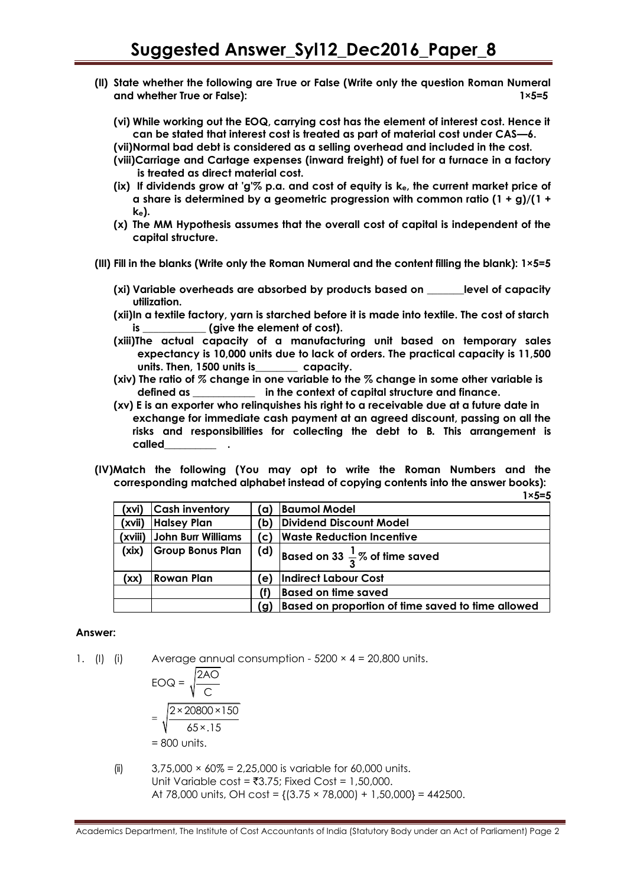**(II) State whether the following are True or False (Write only the question Roman Numeral and whether True or False): 1×5=5**

**(vi) While working out the EOQ, carrying cost has the element of interest cost. Hence it can be stated that interest cost is treated as part of material cost under CAS—6.**

**(vii) Normal bad debt is considered as a selling overhead and included in the cost.**

**(viii) Carriage and Cartage expenses (inward freight) of fuel for a furnace in a factory is treated as direct material cost.**

**(ix) If dividends grow at 'g'% p.a. and cost of equity is $k_e$, the current market price of a share is determined by a geometric progression with common ratio $(1 + g)/(1 + k_e)$.**

**(x) The MM Hypothesis assumes that the overall cost of capital is independent of the capital structure.**

**(III) Fill in the blanks (Write only the Roman Numeral and the content filling the blank): 1×5=5**

**(xi) Variable overheads are absorbed by products based on _______level of capacity utilization.**

**(xii) In a textile factory, yarn is starched before it is made into textile. The cost of starch is ____________ (give the element of cost).**

**(xiii) The actual capacity of a manufacturing unit based on temporary sales expectancy is 10,000 units due to lack of orders. The practical capacity is 11,500 units. Then, 1500 units is________ capacity.**

**(xiv) The ratio of % change in one variable to the % change in some other variable is defined as ____________ in the context of capital structure and finance.**

**(xv) E is an exporter who relinquishes his right to a receivable due at a future date in exchange for immediate cash payment at an agreed discount, passing on all the risks and responsibilities for collecting the debt to B. This arrangement is called__________ .**

**(IV) Match the following (You may opt to write the Roman Numbers and the corresponding matched alphabet instead of copying contents into the answer books): 1×5=5**

| | | | |
|---|---|---|---|
| (xvi) | Cash inventory | (a) | Baumol Model |
| (xvii) | Halsey Plan | (b) | Dividend Discount Model |
| (xviii) | John Burr Williams | (c) | Waste Reduction Incentive |
| (xix) | Group Bonus Plan | (d) | Based on $33\frac{1}{3}$% of time saved |
| (xx) | Rowan Plan | (e) | Indirect Labour Cost |
| | | (f) | Based on time saved |
| | | (g) | Based on proportion of time saved to time allowed |

**Answer:**

1. (I) (i) Average annual consumption - 5200 × 4 = 20,800 units.

$$EOQ = \sqrt{\frac{2AO}{C}}$$

$$= \sqrt{\frac{2 \times 20800 \times 150}{65 \times .15}}$$

= 800 units.

(ii) 3,75,000 × 60% = 2,25,000 is variable for 60,000 units.
Unit Variable cost = ₹3.75; Fixed Cost = 1,50,000.
At 78,000 units, OH cost = {(3.75 × 78,000) + 1,50,000} = 442500.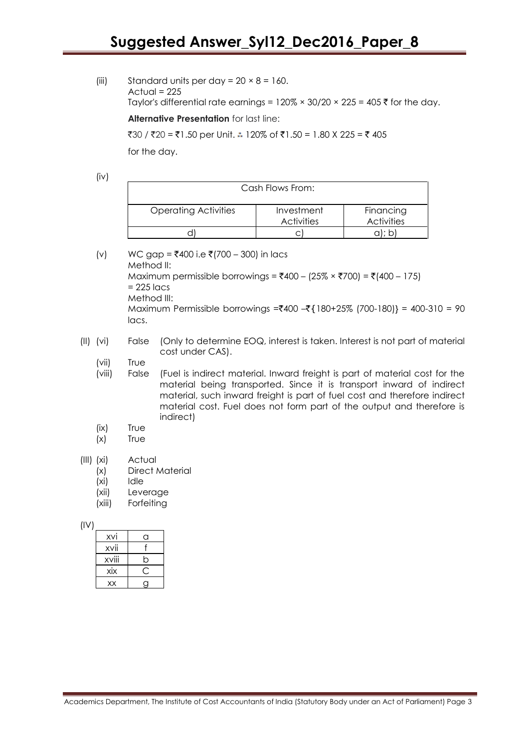(iii) Standard units per day = 20 × 8 = 160.
Actual = 225
Taylor's differential rate earnings = 120% × 30/20 × 225 = 405 ₹ for the day.

**Alternative Presentation** for last line:

₹30 / ₹20 = ₹1.50 per Unit. ∴ 120% of ₹1.50 = 1.80 X 225 = ₹ 405

for the day.

(iv)

| Cash Flows From: | | |
|---|---|---|
| Operating Activities | Investment Activities | Financing Activities |
| d) | c) | a); b) |

(v) WC gap = ₹400 i.e ₹(700 – 300) in lacs
Method II:
Maximum permissible borrowings = ₹400 – (25% × ₹700) = ₹(400 – 175)
= 225 lacs
Method III:
Maximum Permissible borrowings =₹400 –₹{180+25% (700-180)} = 400-310 = 90 lacs.

(II) (vi) False (Only to determine EOQ, interest is taken. Interest is not part of material cost under CAS).

(vii) True

(viii) False (Fuel is indirect material. Inward freight is part of material cost for the material being transported. Since it is transport inward of indirect material, such inward freight is part of fuel cost and therefore indirect material cost. Fuel does not form part of the output and therefore is indirect)

(ix) True

(x) True

(III) (xi) Actual

(x) Direct Material

(xi) Idle

(xii) Leverage

(xiii) Forfeiting

(IV)

| xvi | a |
|---|---|
| xvii | f |
| xviii | b |
| xix | C |
| xx | g |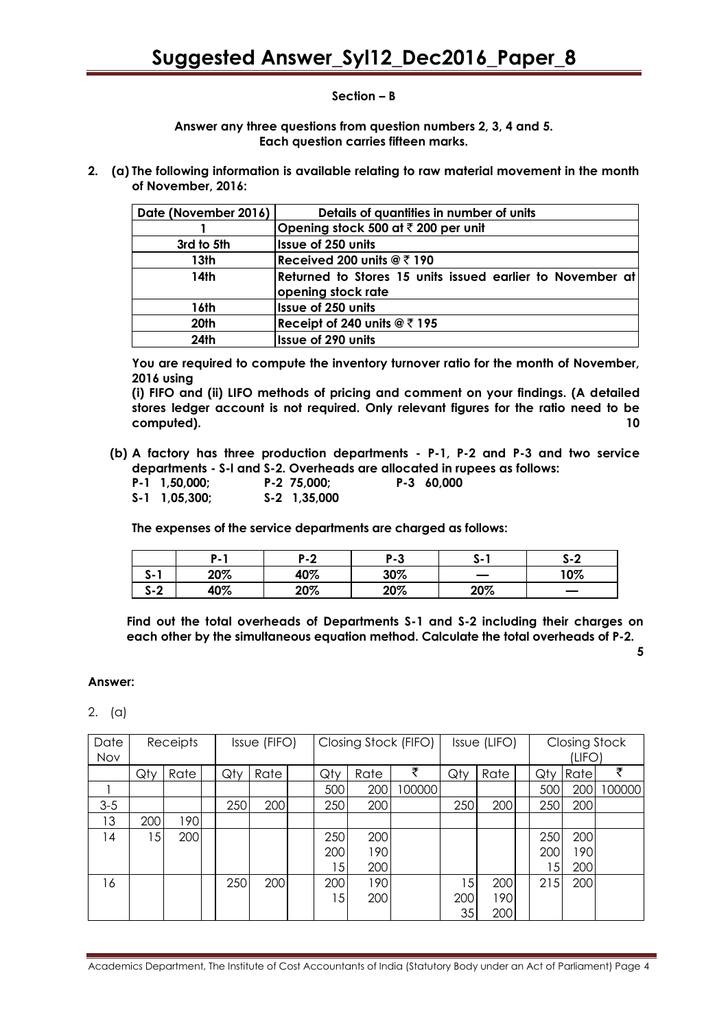### Section – B

**Answer any three questions from question numbers 2, 3, 4 and 5. Each question carries fifteen marks.**

**2. (a) The following information is available relating to raw material movement in the month of November, 2016:**

| Date (November 2016) | Details of quantities in number of units |
|---|---|
| 1 | Opening stock 500 at ₹ 200 per unit |
| 3rd to 5th | Issue of 250 units |
| 13th | Received 200 units @ ₹ 190 |
| 14th | Returned to Stores 15 units issued earlier to November at opening stock rate |
| 16th | Issue of 250 units |
| 20th | Receipt of 240 units @ ₹ 195 |
| 24th | Issue of 290 units |

**You are required to compute the inventory turnover ratio for the month of November, 2016 using**

**(i) FIFO and (ii) LIFO methods of pricing and comment on your findings. (A detailed stores ledger account is not required. Only relevant figures for the ratio need to be computed). 10**

**(b) A factory has three production departments - P-1, P-2 and P-3 and two service departments - S-I and S-2. Overheads are allocated in rupees as follows:**

**P-1 1,50,000; P-2 75,000; P-3 60,000**

**S-1 1,05,300; S-2 1,35,000**

**The expenses of the service departments are charged as follows:**

| | P-1 | P-2 | P-3 | S-1 | S-2 |
|---|---|---|---|---|---|
| S-1 | 20% | 40% | 30% | — | 10% |
| S-2 | 40% | 20% | 20% | 20% | — |

**Find out the total overheads of Departments S-1 and S-2 including their charges on each other by the simultaneous equation method. Calculate the total overheads of P-2. 5**

**Answer:**

2. (a)

| Date Nov | Receipts | | Issue (FIFO) | | Closing Stock (FIFO) | | | Issue (LIFO) | | Closing Stock (LIFO) | | |
|---|---|---|---|---|---|---|---|---|---|---|---|---|
| | Qty | Rate | Qty | Rate | Qty | Rate | ₹ | Qty | Rate | Qty | Rate | ₹ |
| 1 | | | | | 500 | 200 | 100000 | | | 500 | 200 | 100000 |
| 3-5 | | | 250 | 200 | 250 | 200 | | 250 | 200 | 250 | 200 | |
| 13 | 200 | 190 | | | | | | | | | | |
| 14 | 15 | 200 | | | 250<br>200<br>15 | 200<br>190<br>200 | | | | 250<br>200<br>15 | 200<br>190<br>200 | |
| 16 | | | 250 | 200 | 200<br>15 | 190<br>200 | | 15<br>200<br>35 | 200<br>190<br>200 | 215 | 200 | |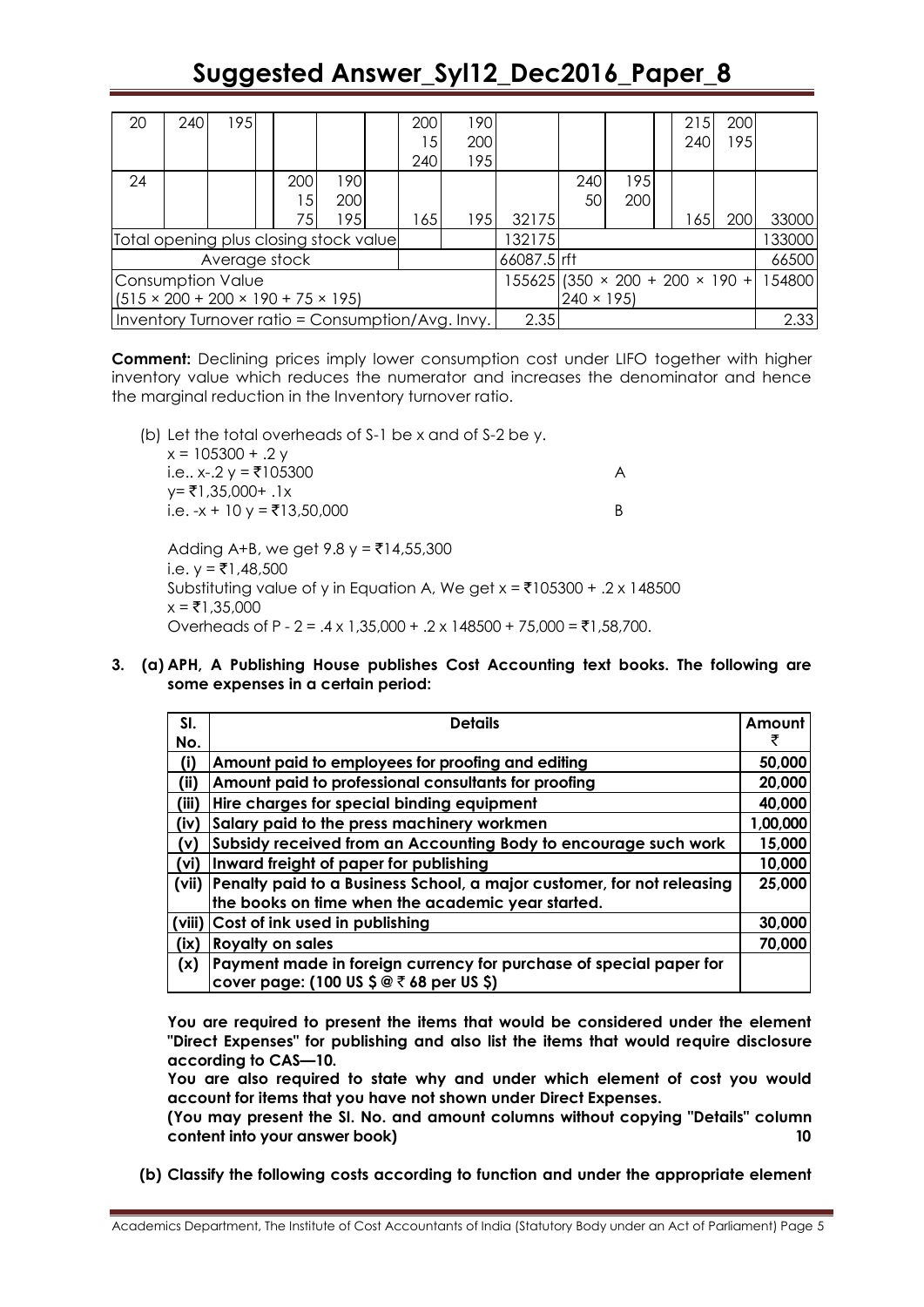| 20 | 240 | 195 | | | | | 200 | 190 | | | | | 215 | 200 | |
|---|---|---|---|---|---|---|---|---|---|---|---|---|---|---|---|
| | | | | | | | 15 | 200 | | | | | 240 | 195 | |
| | | | | | | | 240 | 195 | | | | | | | |
| 24 | | | | 200 | 190 | | | | | 240 | 195 | | | | |
| | | | | 15 | 200 | | | | | 50 | 200 | | | | |
| | | | | 75 | 195 | | 165 | 195 | 32175 | | | | 165 | 200 | 33000 |
| Total opening plus closing stock value | | | | | | | | | 132175 | | | | | | 133000 |
| Average stock | | | | | | | | | 66087.5 rft | | | | | | 66500 |
| Consumption Value (515 × 200 + 200 × 190 + 75 × 195) | | | | | | | | | 155625 | (350 × 200 + 200 × 190 + 240 × 195) | | | | | 154800 |
| Inventory Turnover ratio = Consumption/Avg. Invy. | | | | | | | | | 2.35 | | | | | | 2.33 |

**Comment:** Declining prices imply lower consumption cost under LIFO together with higher inventory value which reduces the numerator and increases the denominator and hence the marginal reduction in the Inventory turnover ratio.

(b) Let the total overheads of S-1 be x and of S-2 be y.

x = 105300 + .2 y

i.e.. x-.2 y = ₹105300 A

y= ₹1,35,000+ .1x

i.e. -x + 10 y = ₹13,50,000 B

Adding A+B, we get 9.8 y = ₹14,55,300

i.e. y = ₹1,48,500

Substituting value of y in Equation A, We get x = ₹105300 + .2 x 148500

x = ₹1,35,000

Overheads of P - 2 = .4 x 1,35,000 + .2 x 148500 + 75,000 = ₹1,58,700.

**3. (a) APH, A Publishing House publishes Cost Accounting text books. The following are some expenses in a certain period:**

| Sl. No. | Details | Amount ₹ |
|---|---|---|
| (i) | Amount paid to employees for proofing and editing | 50,000 |
| (ii) | Amount paid to professional consultants for proofing | 20,000 |
| (iii) | Hire charges for special binding equipment | 40,000 |
| (iv) | Salary paid to the press machinery workmen | 1,00,000 |
| (v) | Subsidy received from an Accounting Body to encourage such work | 15,000 |
| (vi) | Inward freight of paper for publishing | 10,000 |
| (vii) | Penalty paid to a Business School, a major customer, for not releasing the books on time when the academic year started. | 25,000 |
| (viii) | Cost of ink used in publishing | 30,000 |
| (ix) | Royalty on sales | 70,000 |
| (x) | Payment made in foreign currency for purchase of special paper for cover page: (100 US $ @ ₹ 68 per US $) | |

**You are required to present the items that would be considered under the element "Direct Expenses" for publishing and also list the items that would require disclosure according to CAS—10.**

**You are also required to state why and under which element of cost you would account for items that you have not shown under Direct Expenses.**

**(You may present the Sl. No. and amount columns without copying "Details" column content into your answer book) 10**

**(b) Classify the following costs according to function and under the appropriate element**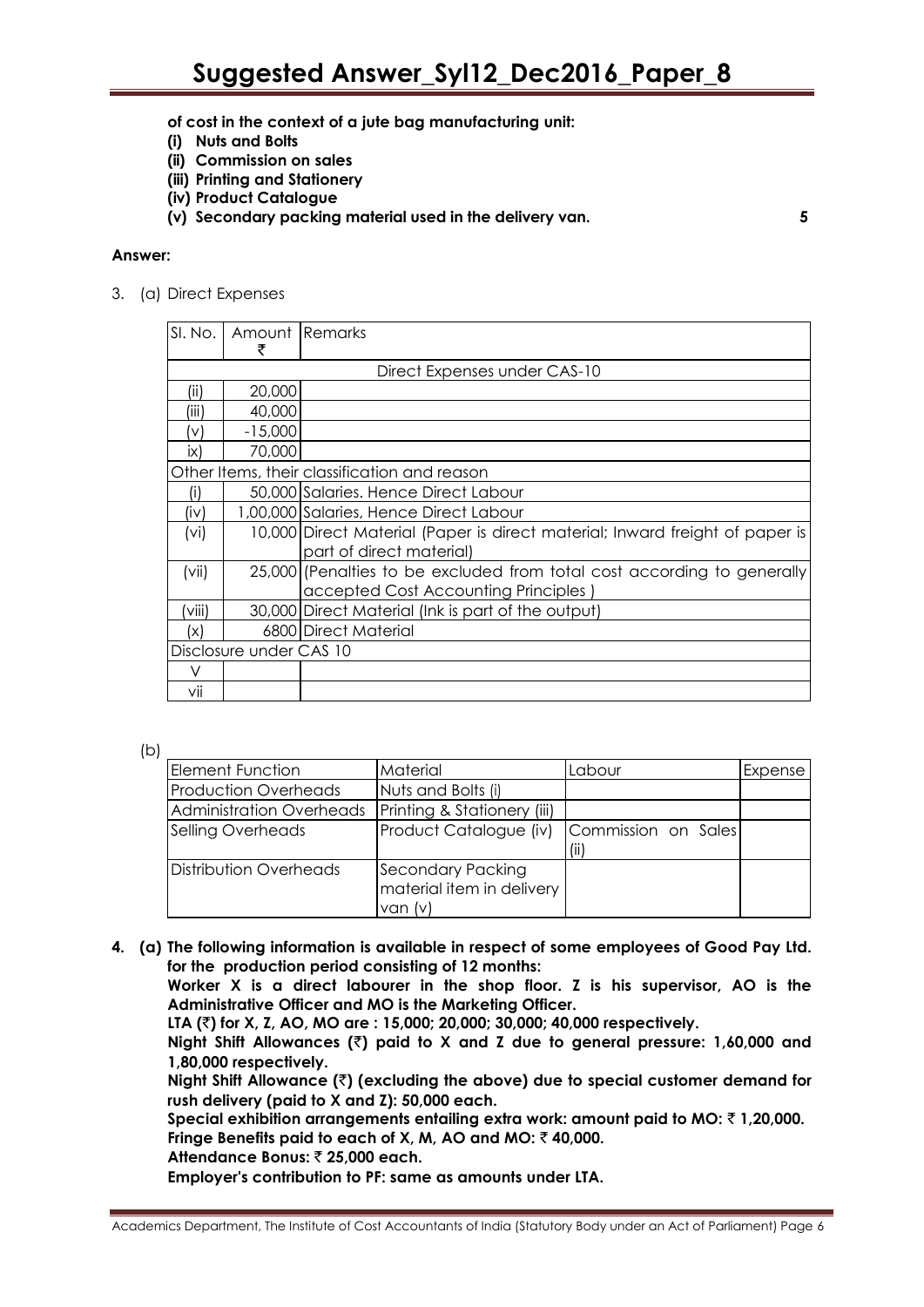**of cost in the context of a jute bag manufacturing unit:**

**(i) Nuts and Bolts**

**(ii) Commission on sales**

**(iii) Printing and Stationery**

**(iv) Product Catalogue**

**(v) Secondary packing material used in the delivery van.** **5**

**Answer:**

3. (a) Direct Expenses

| Sl. No. | Amount ₹ | Remarks |
|---|---|---|
| Direct Expenses under CAS-10 | | |
| (ii) | 20,000 | |
| (iii) | 40,000 | |
| (v) | -15,000 | |
| ix) | 70,000 | |
| Other Items, their classification and reason | | |
| (i) | 50,000 | Salaries. Hence Direct Labour |
| (iv) | 1,00,000 | Salaries, Hence Direct Labour |
| (vi) | 10,000 | Direct Material (Paper is direct material; Inward freight of paper is part of direct material) |
| (vii) | 25,000 | (Penalties to be excluded from total cost according to generally accepted Cost Accounting Principles ) |
| (viii) | 30,000 | Direct Material (Ink is part of the output) |
| (x) | 6800 | Direct Material |
| Disclosure under CAS 10 | | |
| V | | |
| vii | | |

(b)

| Element Function | Material | Labour | Expense |
|---|---|---|---|
| Production Overheads | Nuts and Bolts (i) | | |
| Administration Overheads | Printing & Stationery (iii) | | |
| Selling Overheads | Product Catalogue (iv) | Commission on Sales (ii) | |
| Distribution Overheads | Secondary Packing material item in delivery van (v) | | |

**4. (a) The following information is available in respect of some employees of Good Pay Ltd. for the production period consisting of 12 months:**

**Worker X is a direct labourer in the shop floor. Z is his supervisor, AO is the Administrative Officer and MO is the Marketing Officer.**

**LTA (₹) for X, Z, AO, MO are : 15,000; 20,000; 30,000; 40,000 respectively.**

**Night Shift Allowances (₹) paid to X and Z due to general pressure: 1,60,000 and 1,80,000 respectively.**

**Night Shift Allowance (₹) (excluding the above) due to special customer demand for rush delivery (paid to X and Z): 50,000 each.**

**Special exhibition arrangements entailing extra work: amount paid to MO: ₹ 1,20,000.**

**Fringe Benefits paid to each of X, M, AO and MO: ₹ 40,000.**

**Attendance Bonus: ₹ 25,000 each.**

**Employer's contribution to PF: same as amounts under LTA.**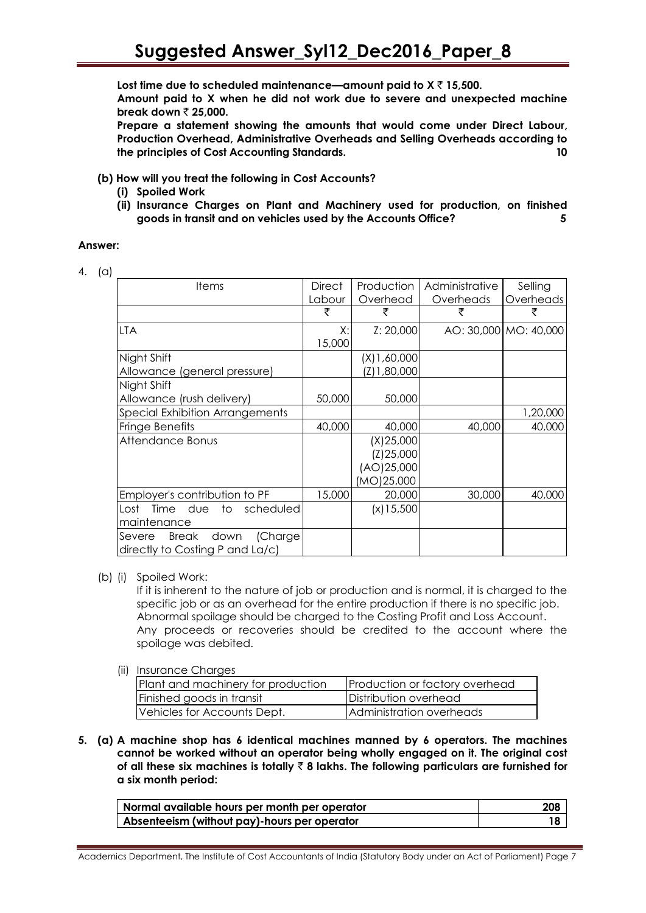**Lost time due to scheduled maintenance—amount paid to X ₹ 15,500.**

**Amount paid to X when he did not work due to severe and unexpected machine break down ₹ 25,000.**

**Prepare a statement showing the amounts that would come under Direct Labour, Production Overhead, Administrative Overheads and Selling Overheads according to the principles of Cost Accounting Standards. 10**

**(b) How will you treat the following in Cost Accounts?**

**(i) Spoiled Work**

**(ii) Insurance Charges on Plant and Machinery used for production, on finished goods in transit and on vehicles used by the Accounts Office? 5**

**Answer:**

4. (a)

| Items | Direct Labour | Production Overhead | Administrative Overheads | Selling Overheads |
|---|---|---|---|---|
| | ₹ | ₹ | ₹ | ₹ |
| LTA | X: 15,000 | Z: 20,000 | AO: 30,000 | MO: 40,000 |
| Night Shift Allowance (general pressure) | | (X)1,60,000<br>(Z)1,80,000 | | |
| Night Shift Allowance (rush delivery) | 50,000 | 50,000 | | |
| Special Exhibition Arrangements | | | | 1,20,000 |
| Fringe Benefits | 40,000 | 40,000 | 40,000 | 40,000 |
| Attendance Bonus | | (X)25,000<br>(Z)25,000<br>(AO)25,000<br>(MO)25,000 | | |
| Employer's contribution to PF | 15,000 | 20,000 | 30,000 | 40,000 |
| Lost Time due to scheduled maintenance | | (x)15,500 | | |
| Severe Break down (Charge directly to Costing P and La/c) | | | | |

(b) (i) Spoiled Work:

If it is inherent to the nature of job or production and is normal, it is charged to the specific job or as an overhead for the entire production if there is no specific job. Abnormal spoilage should be charged to the Costing Profit and Loss Account. Any proceeds or recoveries should be credited to the account where the spoilage was debited.

(ii) Insurance Charges

| Plant and machinery for production | Production or factory overhead |
|---|---|
| Finished goods in transit | Distribution overhead |
| Vehicles for Accounts Dept. | Administration overheads |

**5. (a) A machine shop has 6 identical machines manned by 6 operators. The machines cannot be worked without an operator being wholly engaged on it. The original cost of all these six machines is totally ₹ 8 lakhs. The following particulars are furnished for a six month period:**

| Normal available hours per month per operator | 208 |
|---|---|
| Absenteeism (without pay)-hours per operator | 18 |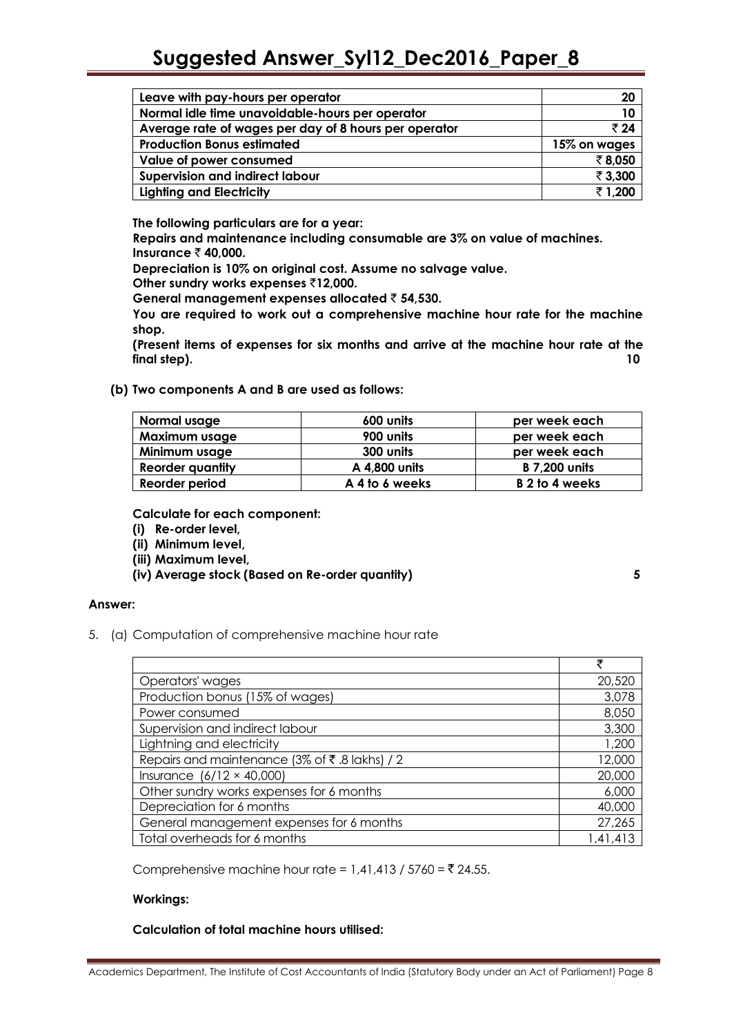| Leave with pay-hours per operator | 20 |
|---|---|
| Normal idle time unavoidable-hours per operator | 10 |
| Average rate of wages per day of 8 hours per operator | ₹ 24 |
| Production Bonus estimated | 15% on wages |
| Value of power consumed | ₹ 8,050 |
| Supervision and indirect labour | ₹ 3,300 |
| Lighting and Electricity | ₹ 1,200 |

**The following particulars are for a year:**

**Repairs and maintenance including consumable are 3% on value of machines.**

**Insurance ₹ 40,000.**

**Depreciation is 10% on original cost. Assume no salvage value.**

**Other sundry works expenses ₹12,000.**

**General management expenses allocated ₹ 54,530.**

**You are required to work out a comprehensive machine hour rate for the machine shop.**

**(Present items of expenses for six months and arrive at the machine hour rate at the final step).** **10**

**(b) Two components A and B are used as follows:**

| Normal usage | 600 units | per week each |
|---|---|---|
| Maximum usage | 900 units | per week each |
| Minimum usage | 300 units | per week each |
| Reorder quantity | A 4,800 units | B 7,200 units |
| Reorder period | A 4 to 6 weeks | B 2 to 4 weeks |

**Calculate for each component:**

**(i) Re-order level,**

**(ii) Minimum level,**

**(iii) Maximum level,**

**(iv) Average stock (Based on Re-order quantity)** **5**

**Answer:**

5. (a) Computation of comprehensive machine hour rate

| | ₹ |
|---|---|
| Operators' wages | 20,520 |
| Production bonus (15% of wages) | 3,078 |
| Power consumed | 8,050 |
| Supervision and indirect labour | 3,300 |
| Lightning and electricity | 1,200 |
| Repairs and maintenance (3% of ₹ .8 lakhs) / 2 | 12,000 |
| Insurance (6/12 × 40,000) | 20,000 |
| Other sundry works expenses for 6 months | 6,000 |
| Depreciation for 6 months | 40,000 |
| General management expenses for 6 months | 27,265 |
| Total overheads for 6 months | 1,41,413 |

Comprehensive machine hour rate = 1,41,413 / 5760 = ₹ 24.55.

**Workings:**

**Calculation of total machine hours utilised:**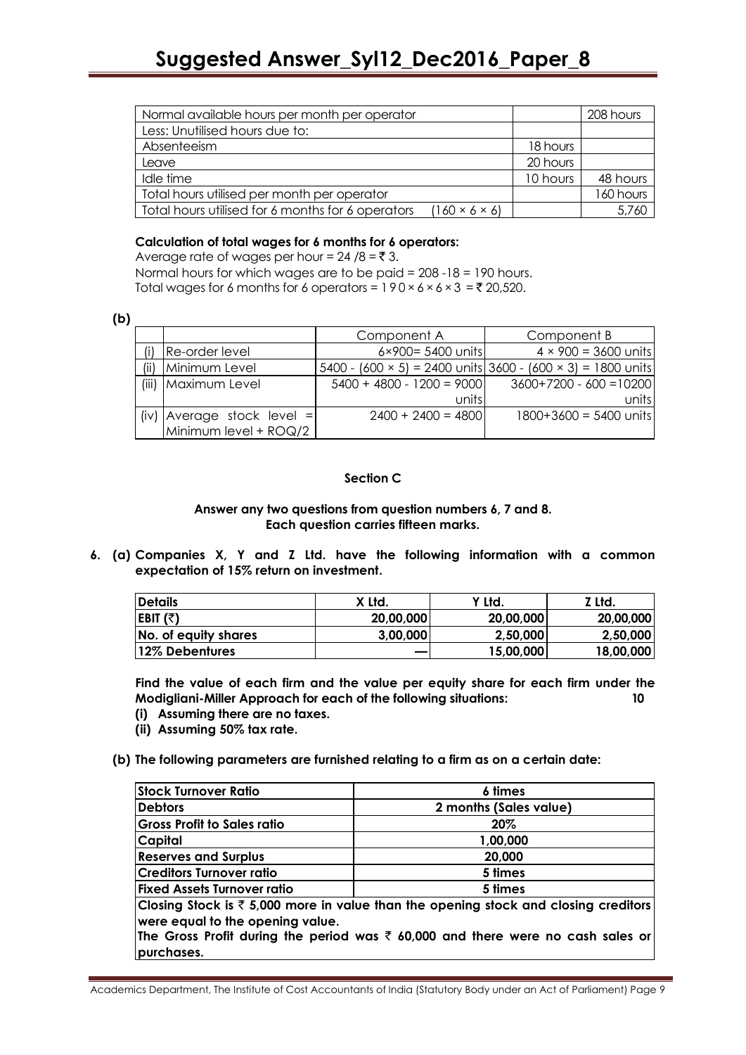| Normal available hours per month per operator | | 208 hours |
|---|---|---|
| Less: Unutilised hours due to: | | |
| Absenteeism | 18 hours | |
| Leave | 20 hours | |
| Idle time | 10 hours | 48 hours |
| Total hours utilised per month per operator | | 160 hours |
| Total hours utilised for 6 months for 6 operators (160 × 6 × 6) | | 5,760 |

**Calculation of total wages for 6 months for 6 operators:**

Average rate of wages per hour = 24 /8 = ₹ 3.

Normal hours for which wages are to be paid = 208 -18 = 190 hours.

Total wages for 6 months for 6 operators = 190 × 6 × 6 × 3 = ₹ 20,520.

**(b)**

| | | Component A | Component B |
|---|---|---|---|
| (i) | Re-order level | 6×900= 5400 units | 4 × 900 = 3600 units |
| (ii) | Minimum Level | 5400 - (600 × 5) = 2400 units | 3600 - (600 × 3) = 1800 units |
| (iii) | Maximum Level | 5400 + 4800 - 1200 = 9000 units | 3600+7200 - 600 =10200 units |
| (iv) | Average stock level = Minimum level + ROQ/2 | 2400 + 2400 = 4800 | 1800+3600 = 5400 units |

### Section C

**Answer any two questions from question numbers 6, 7 and 8.**
**Each question carries fifteen marks.**

**6. (a) Companies X, Y and Z Ltd. have the following information with a common expectation of 15% return on investment.**

| Details | X Ltd. | Y Ltd. | Z Ltd. |
|---|---|---|---|
| EBIT (₹) | 20,00,000 | 20,00,000 | 20,00,000 |
| No. of equity shares | 3,00,000 | 2,50,000 | 2,50,000 |
| 12% Debentures | — | 15,00,000 | 18,00,000 |

**Find the value of each firm and the value per equity share for each firm under the Modigliani-Miller Approach for each of the following situations: 10**

**(i) Assuming there are no taxes.**

**(ii) Assuming 50% tax rate.**

**(b) The following parameters are furnished relating to a firm as on a certain date:**

| Stock Turnover Ratio | 6 times |
|---|---|
| Debtors | 2 months (Sales value) |
| Gross Profit to Sales ratio | 20% |
| Capital | 1,00,000 |
| Reserves and Surplus | 20,000 |
| Creditors Turnover ratio | 5 times |
| Fixed Assets Turnover ratio | 5 times |

**Closing Stock is ₹ 5,000 more in value than the opening stock and closing creditors were equal to the opening value.**

**The Gross Profit during the period was ₹ 60,000 and there were no cash sales or purchases.**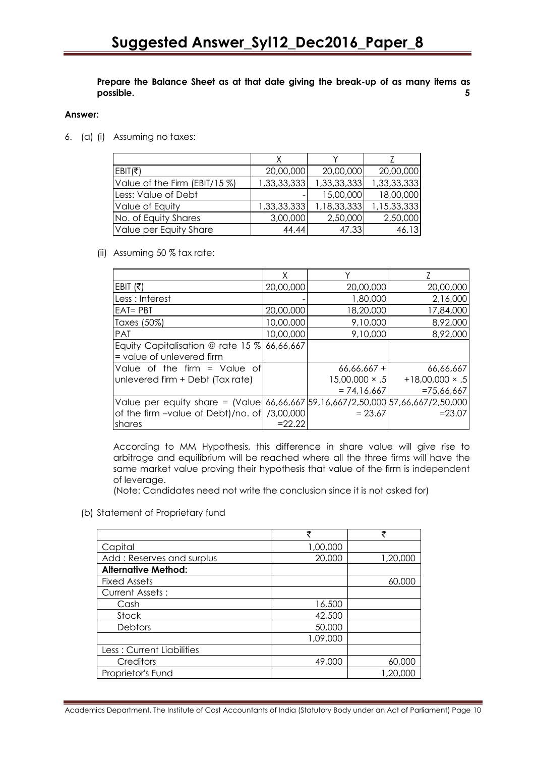**Prepare the Balance Sheet as at that date giving the break-up of as many items as possible.** **5**

**Answer:**

6. (a) (i) Assuming no taxes:

| | X | Y | Z |
|---|---|---|---|
| EBIT(₹) | 20,00,000 | 20,00,000 | 20,00,000 |
| Value of the Firm (EBIT/15 %) | 1,33,33,333 | 1,33,33,333 | 1,33,33,333 |
| Less: Value of Debt | - | 15,00,000 | 18,00,000 |
| Value of Equity | 1,33,33,333 | 1,18,33,333 | 1,15,33,333 |
| No. of Equity Shares | 3,00,000 | 2,50,000 | 2,50,000 |
| Value per Equity Share | 44.44 | 47.33 | 46.13 |

(ii) Assuming 50 % tax rate:

| | X | Y | Z |
|---|---|---|---|
| EBIT (₹) | 20,00,000 | 20,00,000 | 20,00,000 |
| Less : Interest | - | 1,80,000 | 2,16,000 |
| EAT= PBT | 20,00,000 | 18,20,000 | 17,84,000 |
| Taxes (50%) | 10,00,000 | 9,10,000 | 8,92,000 |
| PAT | 10,00,000 | 9,10,000 | 8,92,000 |
| Equity Capitalisation @ rate 15 % = value of unlevered firm | 66,66,667 | | |
| Value of the firm = Value of unlevered firm + Debt (Tax rate) | | 66,66,667 + 15,00,000 × .5 = 74,16,667 | 66,66,667 +18,00,000 × .5 =75,66,667 |
| Value per equity share = (Value of the firm –value of Debt)/no. of shares | 66,66,667 /3,00,000 =22.22 | 59,16,667/2,50,000 = 23.67 | 57,66,667/2,50,000 =23.07 |

According to MM Hypothesis, this difference in share value will give rise to arbitrage and equilibrium will be reached where all the three firms will have the same market value proving their hypothesis that value of the firm is independent of leverage.

(Note: Candidates need not write the conclusion since it is not asked for)

(b) Statement of Proprietary fund

| | ₹ | ₹ |
|---|---|---|
| Capital | 1,00,000 | |
| Add : Reserves and surplus | 20,000 | 1,20,000 |
| **Alternative Method:** | | |
| Fixed Assets | | 60,000 |
| Current Assets : | | |
| Cash | 16,500 | |
| Stock | 42,500 | |
| Debtors | 50,000 | |
| | 1,09,000 | |
| Less : Current Liabilities | | |
| Creditors | 49,000 | 60,000 |
| Proprietor's Fund | | 1,20,000 |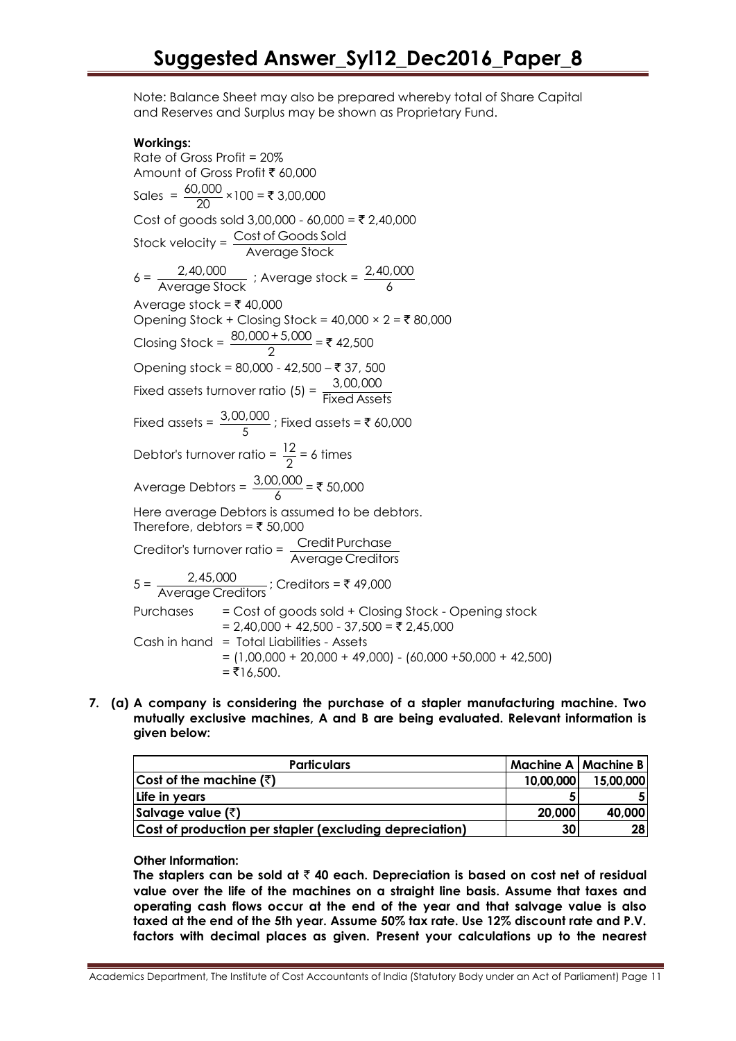Note: Balance Sheet may also be prepared whereby total of Share Capital and Reserves and Surplus may be shown as Proprietary Fund.

**Workings:**

Rate of Gross Profit = 20%

Amount of Gross Profit ₹ 60,000

Sales = $\frac{60,000}{20} \times 100$ = ₹ 3,00,000

Cost of goods sold 3,00,000 - 60,000 = ₹ 2,40,000

Stock velocity = $\frac{\text{Cost of Goods Sold}}{\text{Average Stock}}$

$6 = \frac{2,40,000}{\text{Average Stock}}$ ; Average stock = $\frac{2,40,000}{6}$

Average stock = ₹ 40,000

Opening Stock + Closing Stock = 40,000 × 2 = ₹ 80,000

Closing Stock = $\frac{80,000 + 5,000}{2}$ = ₹ 42,500

Opening stock = 80,000 - 42,500 – ₹ 37, 500

Fixed assets turnover ratio (5) = $\frac{3,00,000}{\text{Fixed Assets}}$

Fixed assets = $\frac{3,00,000}{5}$ ; Fixed assets = ₹ 60,000

Debtor's turnover ratio = $\frac{12}{2}$ = 6 times

Average Debtors = $\frac{3,00,000}{6}$ = ₹ 50,000

Here average Debtors is assumed to be debtors.
Therefore, debtors = ₹ 50,000

Creditor's turnover ratio = $\frac{\text{Credit Purchase}}{\text{Average Creditors}}$

$5 = \frac{2,45,000}{\text{Average Creditors}}$ ; Creditors = ₹ 49,000

Purchases = Cost of goods sold + Closing Stock - Opening stock
= 2,40,000 + 42,500 - 37,500 = ₹ 2,45,000

Cash in hand = Total Liabilities - Assets
= (1,00,000 + 20,000 + 49,000) - (60,000 +50,000 + 42,500)
= ₹16,500.

**7. (a) A company is considering the purchase of a stapler manufacturing machine. Two mutually exclusive machines, A and B are being evaluated. Relevant information is given below:**

| Particulars | Machine A | Machine B |
|---|---|---|
| Cost of the machine (₹) | 10,00,000 | 15,00,000 |
| Life in years | 5 | 5 |
| Salvage value (₹) | 20,000 | 40,000 |
| Cost of production per stapler (excluding depreciation) | 30 | 28 |

**Other Information:**

**The staplers can be sold at ₹ 40 each. Depreciation is based on cost net of residual value over the life of the machines on a straight line basis. Assume that taxes and operating cash flows occur at the end of the year and that salvage value is also taxed at the end of the 5th year. Assume 50% tax rate. Use 12% discount rate and P.V. factors with decimal places as given. Present your calculations up to the nearest**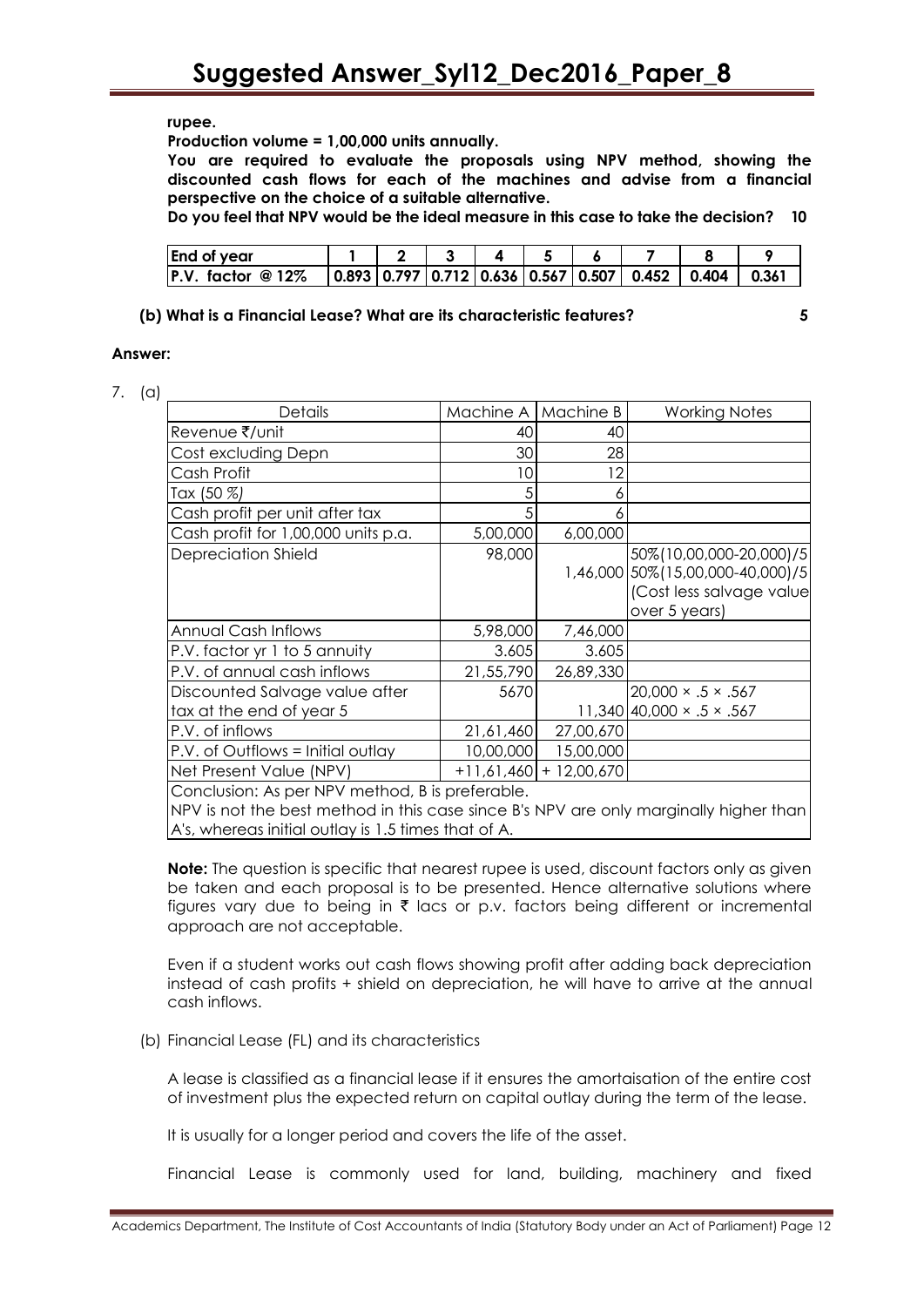**rupee.**

**Production volume = 1,00,000 units annually.**

**You are required to evaluate the proposals using NPV method, showing the discounted cash flows for each of the machines and advise from a financial perspective on the choice of a suitable alternative.**

**Do you feel that NPV would be the ideal measure in this case to take the decision? 10**

| End of year | 1 | 2 | 3 | 4 | 5 | 6 | 7 | 8 | 9 |
|---|---|---|---|---|---|---|---|---|---|
| P.V. factor @ 12% | 0.893 | 0.797 | 0.712 | 0.636 | 0.567 | 0.507 | 0.452 | 0.404 | 0.361 |

**(b) What is a Financial Lease? What are its characteristic features? 5**

**Answer:**

7. (a)

| Details | Machine A | Machine B | Working Notes |
|---|---|---|---|
| Revenue ₹/unit | 40 | 40 | |
| Cost excluding Depn | 30 | 28 | |
| Cash Profit | 10 | 12 | |
| Tax (50 %) | 5 | 6 | |
| Cash profit per unit after tax | 5 | 6 | |
| Cash profit for 1,00,000 units p.a. | 5,00,000 | 6,00,000 | |
| Depreciation Shield | 98,000 | 1,46,000 | 50%(10,00,000-20,000)/5 50%(15,00,000-40,000)/5 (Cost less salvage value over 5 years) |
| Annual Cash Inflows | 5,98,000 | 7,46,000 | |
| P.V. factor yr 1 to 5 annuity | 3.605 | 3.605 | |
| P.V. of annual cash inflows | 21,55,790 | 26,89,330 | |
| Discounted Salvage value after tax at the end of year 5 | 5670 | 11,340 | 20,000 × .5 × .567 40,000 × .5 × .567 |
| P.V. of inflows | 21,61,460 | 27,00,670 | |
| P.V. of Outflows = Initial outlay | 10,00,000 | 15,00,000 | |
| Net Present Value (NPV) | +11,61,460 | + 12,00,670 | |

Conclusion: As per NPV method, B is preferable.
NPV is not the best method in this case since B's NPV are only marginally higher than A's, whereas initial outlay is 1.5 times that of A.

**Note:** The question is specific that nearest rupee is used, discount factors only as given be taken and each proposal is to be presented. Hence alternative solutions where figures vary due to being in ₹ lacs or p.v. factors being different or incremental approach are not acceptable.

Even if a student works out cash flows showing profit after adding back depreciation instead of cash profits + shield on depreciation, he will have to arrive at the annual cash inflows.

(b) Financial Lease (FL) and its characteristics

A lease is classified as a financial lease if it ensures the amortaisation of the entire cost of investment plus the expected return on capital outlay during the term of the lease.

It is usually for a longer period and covers the life of the asset.

Financial Lease is commonly used for land, building, machinery and fixed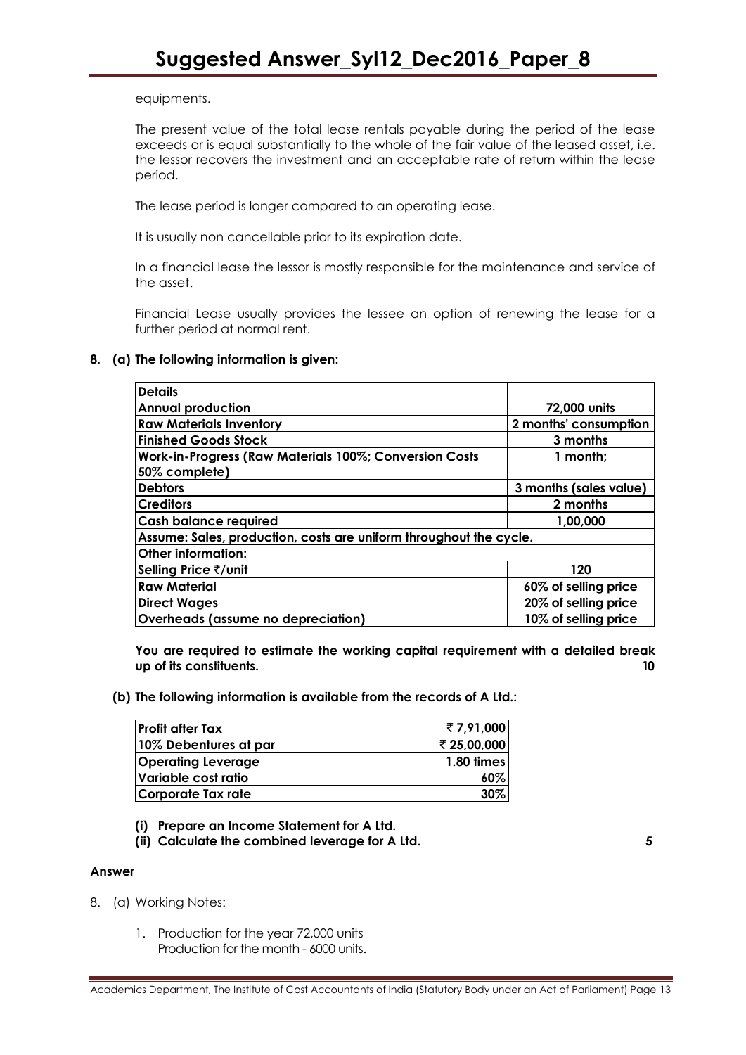equipments.

The present value of the total lease rentals payable during the period of the lease exceeds or is equal substantially to the whole of the fair value of the leased asset, i.e. the lessor recovers the investment and an acceptable rate of return within the lease period.

The lease period is longer compared to an operating lease.

It is usually non cancellable prior to its expiration date.

In a financial lease the lessor is mostly responsible for the maintenance and service of the asset.

Financial Lease usually provides the lessee an option of renewing the lease for a further period at normal rent.

**8. (a) The following information is given:**

| **Details** | |
|---|---|
| **Annual production** | **72,000 units** |
| **Raw Materials Inventory** | **2 months' consumption** |
| **Finished Goods Stock** | **3 months** |
| **Work-in-Progress (Raw Materials 100%; Conversion Costs 50% complete)** | **1 month;** |
| **Debtors** | **3 months (sales value)** |
| **Creditors** | **2 months** |
| **Cash balance required** | **1,00,000** |
| **Assume: Sales, production, costs are uniform throughout the cycle.** | |
| **Other information:** | |
| **Selling Price ₹/unit** | **120** |
| **Raw Material** | **60% of selling price** |
| **Direct Wages** | **20% of selling price** |
| **Overheads (assume no depreciation)** | **10% of selling price** |

**You are required to estimate the working capital requirement with a detailed break up of its constituents.** **10**

**(b) The following information is available from the records of A Ltd.:**

| **Profit after Tax** | **₹ 7,91,000** |
|---|---|
| **10% Debentures at par** | **₹ 25,00,000** |
| **Operating Leverage** | **1.80 times** |
| **Variable cost ratio** | **60%** |
| **Corporate Tax rate** | **30%** |

**(i) Prepare an Income Statement for A Ltd.**

**(ii) Calculate the combined leverage for A Ltd.** **5**

**Answer**

8. (a) Working Notes:

1. Production for the year 72,000 units
   Production for the month - 6000 units.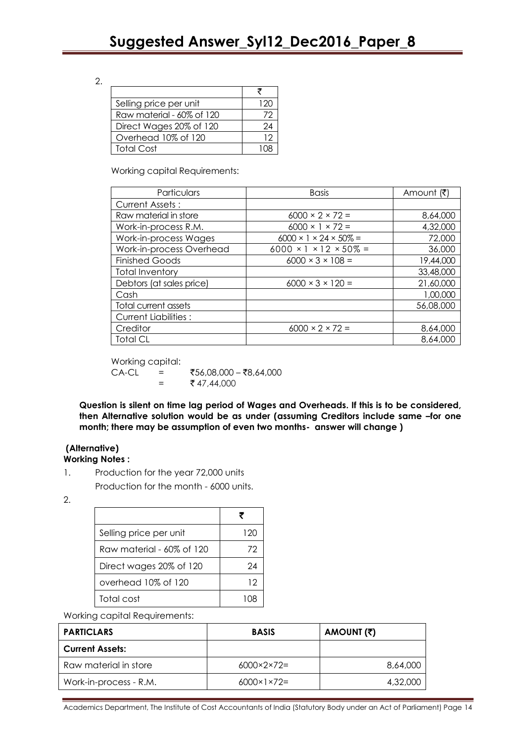2.

| | ₹ |
|---|---|
| Selling price per unit | 120 |
| Raw material - 60% of 120 | 72 |
| Direct Wages 20% of 120 | 24 |
| Overhead 10% of 120 | 12 |
| Total Cost | 108 |

Working capital Requirements:

| Particulars | Basis | Amount (₹) |
|---|---|---|
| Current Assets : | | |
| Raw material in store | 6000 × 2 × 72 = | 8,64,000 |
| Work-in-process R.M. | 6000 × 1 × 72 = | 4,32,000 |
| Work-in-process Wages | 6000 × 1 × 24 × 50% = | 72,000 |
| Work-in-process Overhead | 6000 × 1 × 12 × 50% = | 36,000 |
| Finished Goods | 6000 × 3 × 108 = | 19,44,000 |
| Total Inventory | | 33,48,000 |
| Debtors (at sales price) | 6000 × 3 × 120 = | 21,60,000 |
| Cash | | 1,00,000 |
| Total current assets | | 56,08,000 |
| Current Liabilities : | | |
| Creditor | 6000 × 2 × 72 = | 8,64,000 |
| Total CL | | 8,64,000 |

Working capital:

CA-CL = ₹56,08,000 – ₹8,64,000

= ₹ 47,44,000

**Question is silent on time lag period of Wages and Overheads. If this is to be considered, then Alternative solution would be as under (assuming Creditors include same –for one month; there may be assumption of even two months- answer will change )**

**(Alternative)**

**Working Notes :**

1. Production for the year 72,000 units

   Production for the month - 6000 units.

2.

| | ₹ |
|---|---|
| Selling price per unit | 120 |
| Raw material - 60% of 120 | 72 |
| Direct wages 20% of 120 | 24 |
| overhead 10% of 120 | 12 |
| Total cost | 108 |

Working capital Requirements:

| PARTICLARS | BASIS | AMOUNT (₹) |
|---|---|---|
| **Current Assets:** | | |
| Raw material in store | 6000×2×72= | 8,64,000 |
| Work-in-process - R.M. | 6000×1×72= | 4,32,000 |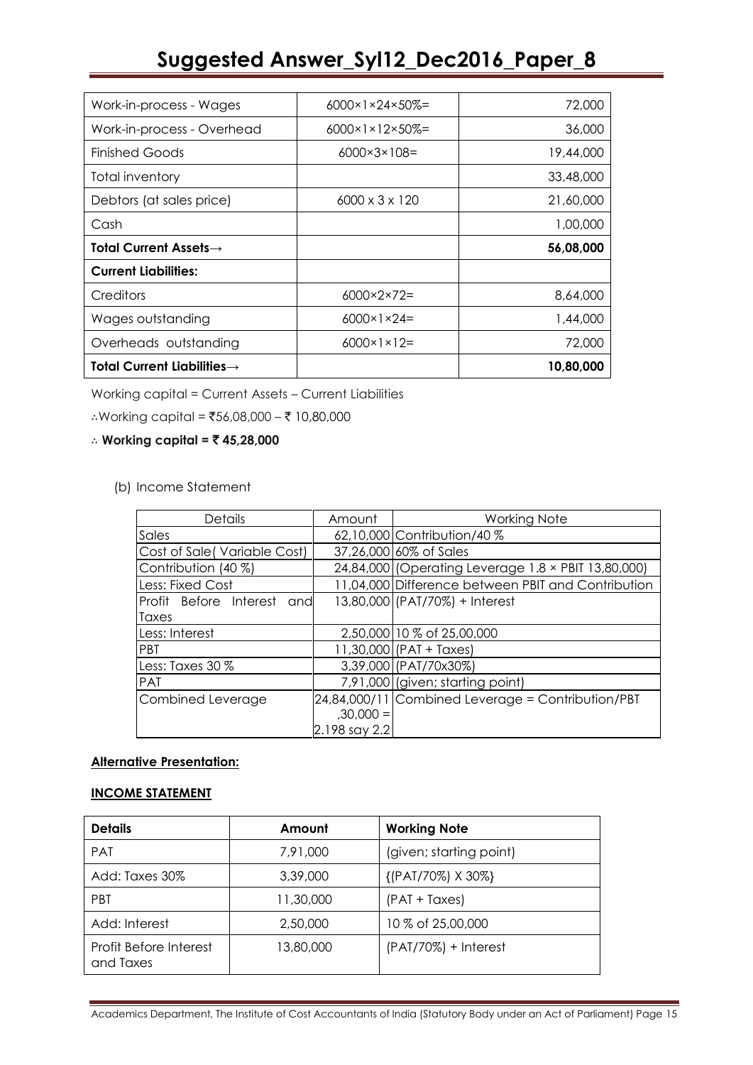| Work-in-process - Wages | 6000×1×24×50%= | 72,000 |
|---|---|---|
| Work-in-process - Overhead | 6000×1×12×50%= | 36,000 |
| Finished Goods | 6000×3×108= | 19,44,000 |
| Total inventory | | 33,48,000 |
| Debtors (at sales price) | 6000 x 3 x 120 | 21,60,000 |
| Cash | | 1,00,000 |
| **Total Current Assets→** | | **56,08,000** |
| **Current Liabilities:** | | |
| Creditors | 6000×2×72= | 8,64,000 |
| Wages outstanding | 6000×1×24= | 1,44,000 |
| Overheads outstanding | 6000×1×12= | 72,000 |
| **Total Current Liabilities→** | | **10,80,000** |

Working capital = Current Assets – Current Liabilities

∴Working capital = ₹56,08,000 – ₹ 10,80,000

∴ **Working capital = ₹ 45,28,000**

(b) Income Statement

| Details | Amount | Working Note |
|---|---|---|
| Sales | 62,10,000 | Contribution/40 % |
| Cost of Sale( Variable Cost) | 37,26,000 | 60% of Sales |
| Contribution (40 %) | 24,84,000 | (Operating Leverage 1.8 × PBIT 13,80,000) |
| Less: Fixed Cost | 11,04,000 | Difference between PBIT and Contribution |
| Profit Before Interest and Taxes | 13,80,000 | (PAT/70%) + Interest |
| Less: Interest | 2,50,000 | 10 % of 25,00,000 |
| PBT | 11,30,000 | (PAT + Taxes) |
| Less: Taxes 30 % | 3,39,000 | (PAT/70x30%) |
| PAT | 7,91,000 | (given; starting point) |
| Combined Leverage | 24,84,000/11,30,000 = 2.198 say 2.2 | Combined Leverage = Contribution/PBT |

**Alternative Presentation:**

**INCOME STATEMENT**

| **Details** | **Amount** | **Working Note** |
|---|---|---|
| PAT | 7,91,000 | (given; starting point) |
| Add: Taxes 30% | 3,39,000 | {(PAT/70%) X 30%} |
| PBT | 11,30,000 | (PAT + Taxes) |
| Add: Interest | 2,50,000 | 10 % of 25,00,000 |
| Profit Before Interest and Taxes | 13,80,000 | (PAT/70%) + Interest |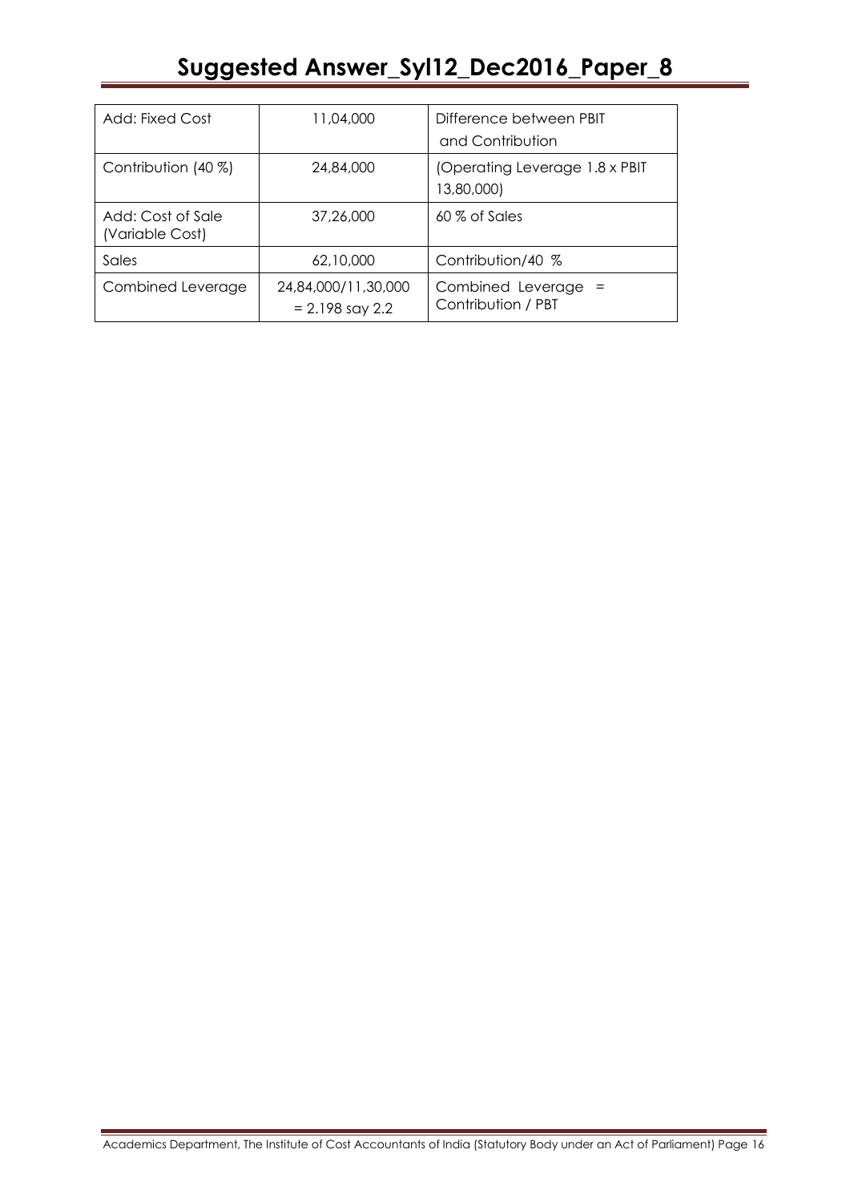| | | |
|---|---|---|
| Add: Fixed Cost | 11,04,000 | Difference between PBIT and Contribution |
| Contribution (40 %) | 24,84,000 | (Operating Leverage 1.8 x PBIT 13,80,000) |
| Add: Cost of Sale (Variable Cost) | 37,26,000 | 60 % of Sales |
| Sales | 62,10,000 | Contribution/40 % |
| Combined Leverage | 24,84,000/11,30,000 = 2.198 say 2.2 | Combined Leverage = Contribution / PBT |